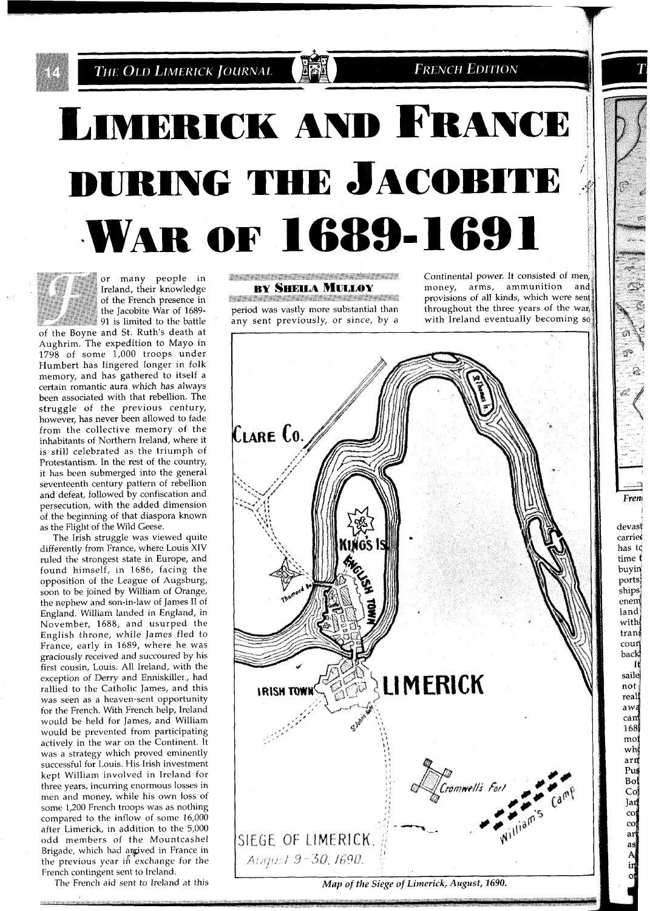# LIMERICK AND FRANCE DURING THE JACOBITE WAR OF 1689-1691

**BY SHEILA MULLOY**

For many people in Ireland, their knowledge of the French presence in the Jacobite War of 1689-91 is limited to the battle of the Boyne and St. Ruth's death at Aughrim. The expedition to Mayo in 1798 of some 1,000 troops under Humbert has lingered longer in folk memory, and has gathered to itself a certain romantic aura which has always been associated with that rebellion. The struggle of the previous century, however, has never been allowed to fade from the collective memory of the inhabitants of Northern Ireland, where it is still celebrated as the triumph of Protestantism. In the rest of the country, it has been submerged into the general seventeenth century pattern of rebellion and defeat, followed by confiscation and persecution, with the added dimension of the beginning of that diaspora known as the Flight of the Wild Geese.

The Irish struggle was viewed quite differently from France, where Louis XIV ruled the strongest state in Europe, and found himself, in 1686, facing the opposition of the League of Augsburg, soon to be joined by William of Orange, the nephew and son-in-law of James II of England. William landed in England, in November, 1688, and usurped the English throne, while James fled to France, early in 1689, where he was graciously received and succoured by his first cousin, Louis. All Ireland, with the exception of Derry and Enniskillen, had rallied to the Catholic James, and this was seen as a heaven-sent opportunity for the French. With French help, Ireland would be held for James, and William would be prevented from participating actively in the war on the Continent. It was a strategy which proved eminently successful for Louis. His Irish investment kept William involved in Ireland for three years, incurring enormous losses in men and money, while his own loss of some 1,200 French troops was as nothing compared to the inflow of some 16,000 after Limerick, in addition to the 5,000 odd members of the Mountcashel Brigade, which had arrived in France in the previous year in exchange for the French contingent sent to Ireland.

The French aid sent to Ireland at this period was vastly more substantial than any sent previously, or since, by a Continental power. It consisted of men, money, arms, ammunition and provisions of all kinds, which were sent throughout the three years of the war, with Ireland eventually becoming so

CLARE Co.

KING'S IS.

ENGLISH TOWN

Thomond Br.

IRISH TOWN

LIMERICK

St. John's Gate

Cromwell's Fort

William's Camp

SIEGE OF LIMERICK,
August 9-30, 1690.

*Map of the Siege of Limerick, August, 1690.*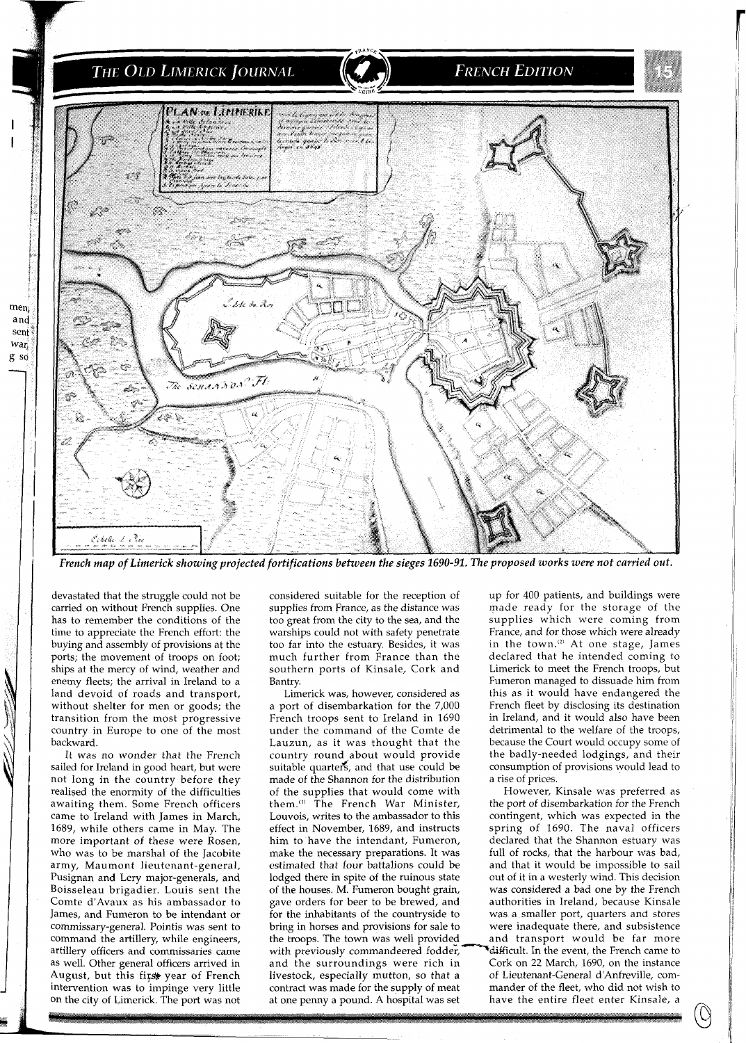*French map of Limerick showing projected fortifications between the sieges 1690-91. The proposed works were not carried out.*

devastated that the struggle could not be carried on without French supplies. One has to remember the conditions of the time to appreciate the French effort: the buying and assembly of provisions at the ports; the movement of troops on foot; ships at the mercy of wind, weather and enemy fleets; the arrival in Ireland to a land devoid of roads and transport, without shelter for men or goods; the transition from the most progressive country in Europe to one of the most backward.

It was no wonder that the French sailed for Ireland in good heart, but were not long in the country before they realised the enormity of the difficulties awaiting them. Some French officers came to Ireland with James in March, 1689, while others came in May. The more important of these were Rosen, who was to be marshal of the Jacobite army, Maumont lieutenant-general, Pusignan and Lery major-generals, and Boisseleau brigadier. Louis sent the Comte d'Avaux as his ambassador to James, and Fumeron to be intendant or commissary-general. Pointis was sent to command the artillery, while engineers, artillery officers and commissaries came as well. Other general officers arrived in August, but this first year of French intervention was to impinge very little on the city of Limerick. The port was not considered suitable for the reception of supplies from France, as the distance was too great from the city to the sea, and the warships could not with safety penetrate too far into the estuary. Besides, it was much further from France than the southern ports of Kinsale, Cork and Bantry.

Limerick was, however, considered as a port of disembarkation for the 7,000 French troops sent to Ireland in 1690 under the command of the Comte de Lauzun, as it was thought that the country round about would provide suitable quarters, and that use could be made of the Shannon for the distribution of the supplies that would come with them.[1] The French War Minister, Louvois, writes to the ambassador to this effect in November, 1689, and instructs him to have the intendant, Fumeron, make the necessary preparations. It was estimated that four battalions could be lodged there in spite of the ruinous state of the houses. M. Fumeron bought grain, gave orders for beer to be brewed, and for the inhabitants of the countryside to bring in horses and provisions for sale to the troops. The town was well provided with previously commandeered fodder, and the surroundings were rich in livestock, especially mutton, so that a contract was made for the supply of meat at one penny a pound. A hospital was set up for 400 patients, and buildings were made ready for the storage of the supplies which were coming from France, and for those which were already in the town.[2] At one stage, James declared that he intended coming to Limerick to meet the French troops, but Fumeron managed to dissuade him from this as it would have endangered the French fleet by disclosing its destination in Ireland, and it would also have been detrimental to the welfare of the troops, because the Court would occupy some of the badly-needed lodgings, and their consumption of provisions would lead to a rise of prices.

However, Kinsale was preferred as the port of disembarkation for the French contingent, which was expected in the spring of 1690. The naval officers declared that the Shannon estuary was full of rocks, that the harbour was bad, and that it would be impossible to sail out of it in a westerly wind. This decision was considered a bad one by the French authorities in Ireland, because Kinsale was a smaller port, quarters and stores were inadequate there, and subsistence and transport would be far more difficult. In the event, the French came to Cork on 22 March, 1690, on the instance of Lieutenant-General d'Anfreville, commander of the fleet, who did not wish to have the entire fleet enter Kinsale, a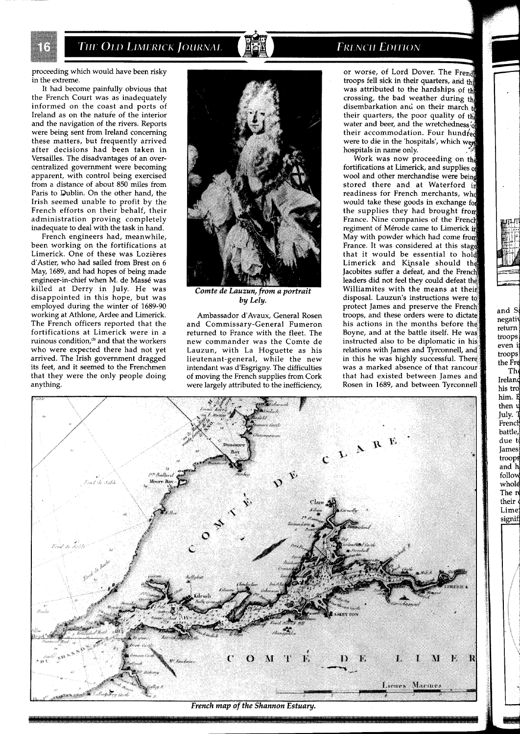proceeding which would have been risky in the extreme.

It had become painfully obvious that the French Court was as inadequately informed on the coast and ports of Ireland as on the nature of the interior and the navigation of the rivers. Reports were being sent from Ireland concerning these matters, but frequently arrived after decisions had been taken in Versailles. The disadvantages of an over-centralized government were becoming apparent, with control being exercised from a distance of about 850 miles from Paris to Dublin. On the other hand, the Irish seemed unable to profit by the French efforts on their behalf, their administration proving completely inadequate to deal with the task in hand.

French engineers had, meanwhile, been working on the fortifications at Limerick. One of these was Lozières d'Astier, who had sailed from Brest on 6 May, 1689, and had hopes of being made engineer-in-chief when M. de Massé was killed at Derry in July. He was disappointed in this hope, but was employed during the winter of 1689-90 working at Athlone, Ardee and Limerick. The French officers reported that the fortifications at Limerick were in a ruinous condition,[3] and that the workers who were expected there had not yet arrived. The Irish government dragged its feet, and it seemed to the Frenchmen that they were the only people doing anything.

*Comte de Lauzun, from a portrait by Lely.*

Ambassador d'Avaux, General Rosen and Commissary-General Fumeron returned to France with the fleet. The new commander was the Comte de Lauzun, with La Hoguette as his lieutenant-general, while the new intendant was d'Esgrigny. The difficulties of moving the French supplies from Cork were largely attributed to the inefficiency, or worse, of Lord Dover. The French troops fell sick in their quarters, and this was attributed to the hardships of the crossing, the bad weather during the disembarkation and on their march to their quarters, the poor quality of the water and beer, and the wretchedness of their accommodation. Four hundred were to die in the 'hospitals', which were hospitals in name only.

Work was now proceeding on the fortifications at Limerick, and supplies of wool and other merchandise were being stored there and at Waterford in readiness for French merchants, who would take these goods in exchange for the supplies they had brought from France. Nine companies of the French regiment of Mérode came to Limerick in May with powder which had come from France. It was considered at this stage that it would be essential to hold Limerick and Kinsale should the Jacobites suffer a defeat, and the French leaders did not feel they could defeat the Williamites with the means at their disposal. Lauzun's instructions were to protect James and preserve the French troops, and these orders were to dictate his actions in the months before the Boyne, and at the battle itself. He was instructed also to be diplomatic in his relations with James and Tyrconnell, and in this he was highly successful. There was a marked absence of that rancour that had existed between James and Rosen in 1689, and between Tyrconnell

*French map of the Shannon Estuary.*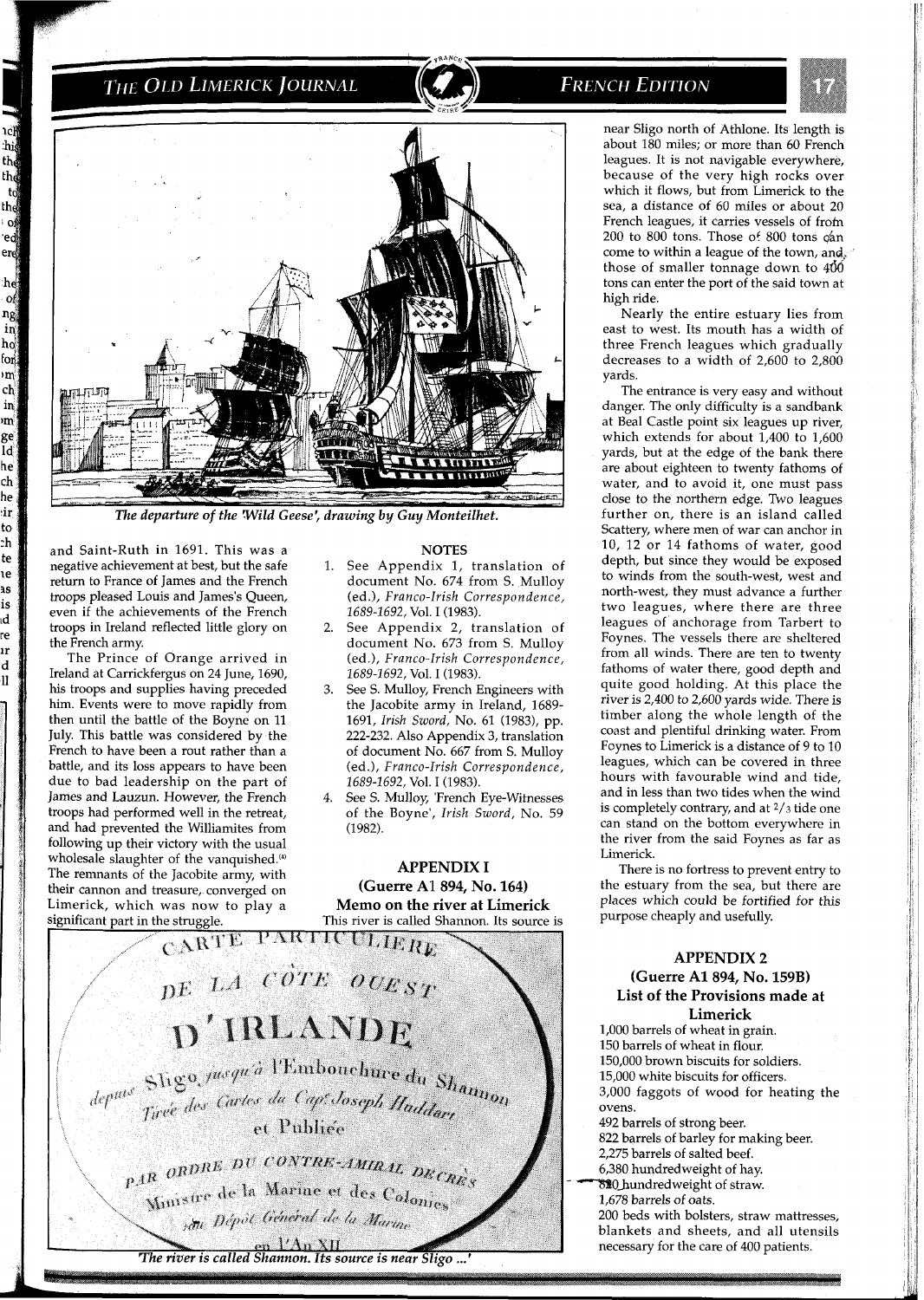*The departure of the 'Wild Geese', drawing by Guy Monteilhet.*

and Saint-Ruth in 1691. This was a negative achievement at best, but the safe return to France of James and the French troops pleased Louis and James's Queen, even if the achievements of the French troops in Ireland reflected little glory on the French army.

The Prince of Orange arrived in Ireland at Carrickfergus on 24 June, 1690, his troops and supplies having preceded him. Events were to move rapidly from then until the battle of the Boyne on 11 July. This battle was considered by the French to have been a rout rather than a battle, and its loss appears to have been due to bad leadership on the part of James and Lauzun. However, the French troops had performed well in the retreat, and had prevented the Williamites from following up their victory with the usual wholesale slaughter of the vanquished.[4] The remnants of the Jacobite army, with their cannon and treasure, converged on Limerick, which was now to play a significant part in the struggle.

## NOTES

1. See Appendix 1, translation of document No. 674 from S. Mulloy (ed.), *Franco-Irish Correspondence, 1689-1692*, Vol. I (1983).
2. See Appendix 2, translation of document No. 673 from S. Mulloy (ed.), *Franco-Irish Correspondence, 1689-1692*, Vol. I (1983).
3. See S. Mulloy, French Engineers with the Jacobite army in Ireland, 1689-1691, *Irish Sword*, No. 61 (1983), pp. 222-232. Also Appendix 3, translation of document No. 667 from S. Mulloy (ed.), *Franco-Irish Correspondence, 1689-1692*, Vol. I (1983).
4. See S. Mulloy, 'French Eye-Witnesses of the Boyne', *Irish Sword*, No. 59 (1982).

## APPENDIX I
### (Guerre A1 894, No. 164)
### Memo on the river at Limerick

This river is called Shannon. Its source is near Sligo north of Athlone. Its length is about 180 miles; or more than 60 French leagues. It is not navigable everywhere, because of the very high rocks over which it flows, but from Limerick to the sea, a distance of 60 miles or about 20 French leagues, it carries vessels of from 200 to 800 tons. Those of 800 tons can come to within a league of the town, and those of smaller tonnage down to 400 tons can enter the port of the said town at high ride.

Nearly the entire estuary lies from east to west. Its mouth has a width of three French leagues which gradually decreases to a width of 2,600 to 2,800 yards.

The entrance is very easy and without danger. The only difficulty is a sandbank at Beal Castle point six leagues up river, which extends for about 1,400 to 1,600 yards, but at the edge of the bank there are about eighteen to twenty fathoms of water, and to avoid it, one must pass close to the northern edge. Two leagues further on, there is an island called Scattery, where men of war can anchor in 10, 12 or 14 fathoms of water, good depth, but since they would be exposed to winds from the south-west, west and north-west, they must advance a further two leagues, where there are three leagues of anchorage from Tarbert to Foynes. The vessels there are sheltered from all winds. There are ten to twenty fathoms of water there, good depth and quite good holding. At this place the river is 2,400 to 2,600 yards wide. There is timber along the whole length of the coast and plentiful drinking water. From Foynes to Limerick is a distance of 9 to 10 leagues, which can be covered in three hours with favourable wind and tide, and in less than two tides when the wind is completely contrary, and at 2/3 tide one can stand on the bottom everywhere in the river from the said Foynes as far as Limerick.

There is no fortress to prevent entry to the estuary from the sea, but there are places which could be fortified for this purpose cheaply and usefully.

## APPENDIX 2
### (Guerre A1 894, No. 159B)
### List of the Provisions made at Limerick

1,000 barrels of wheat in grain.
150 barrels of wheat in flour.
150,000 brown biscuits for soldiers.
15,000 white biscuits for officers.
3,000 faggots of wood for heating the ovens.
492 barrels of strong beer.
822 barrels of barley for making beer.
2,275 barrels of salted beef.
6,380 hundredweight of hay.
820 hundredweight of straw.
1,678 barrels of oats.
200 beds with bolsters, straw mattresses, blankets and sheets, and all utensils necessary for the care of 400 patients.

CARTE PARTICULIÈRE DE LA CÔTE OUEST D'IRLANDE depuis Sligo, jusqu'à l'Embouchure du Shannon Tirée des Cartes du Capt. Joseph Huddart et Publiée PAR ORDRE DU CONTRE-AMIRAL DECRÈS Ministre de la Marine et des Colonies au Dépôt Général de la Marine en l'An XII

*'The river is called Shannon. Its source is near Sligo ...'*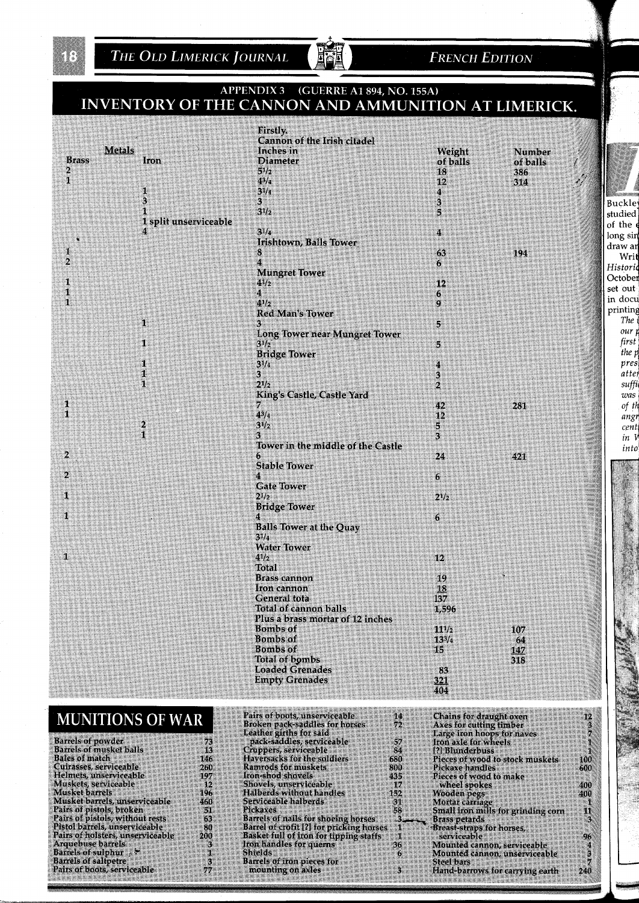## APPENDIX 3 (GUERRE A1 894, NO. 155A)

# INVENTORY OF THE CANNON AND AMMUNITION AT LIMERICK.

| Metals: Brass | Metals: Iron | Inches in Diameter | Weight of balls | Number of balls |
|---|---|---|---|---|
| | | **Firstly. Cannon of the Irish citadel** | | |
| 2 | | 5½ | 18 | 386 |
| 1 | | 4¾ | 12 | 314 |
| | 1 | 3¼ | 4 | |
| | 3 | 3 | 3 | |
| | 1 | 3½ | 5 | |
| | 1 split unserviceable | | | |
| | 4 | 3¼ | 4 | |
| | | **Irishtown, Balls Tower** | | |
| 1 | | 8 | 63 | 194 |
| 2 | | 4 | 6 | |
| | | **Mungret Tower** | | |
| 1 | | 4½ | 12 | |
| 1 | | 4 | 6 | |
| 1 | | 4½ | 9 | |
| | | **Red Man's Tower** | | |
| | 1 | 3 | 5 | |
| | | **Long Tower near Mungret Tower** | | |
| | 1 | 3½ | 5 | |
| | | **Bridge Tower** | | |
| | 1 | 3¼ | 4 | |
| | 1 | 3 | 3 | |
| | 1 | 2½ | 2 | |
| | | **King's Castle, Castle Yard** | | |
| 1 | | 7 | 42 | 281 |
| 1 | | 4¾ | 12 | |
| | 2 | 3½ | 5 | |
| | 1 | 3 | 3 | |
| | | **Tower in the middle of the Castle** | | |
| 2 | | 6 | 24 | 421 |
| | | **Stable Tower** | | |
| 2 | | 4 | 6 | |
| | | **Gate Tower** | | |
| 1 | | 2½ | 2½ | |
| | | **Bridge Tower** | | |
| 1 | | 4 | 6 | |
| | | **Balls Tower at the Quay** | | |
| | | 3¼ | | |
| | | **Water Tower** | | |
| 1 | | 4½ | 12 | |
| | | **Total** | | |
| | | Brass cannon | 19 | |
| | | Iron cannon | 18 | |
| | | General tota | 137 | |
| | | Total of cannon balls | 1,596 | |
| | | Plus a brass mortar of 12 inches | | |
| | | Bombs of | 11½ | 107 |
| | | Bombs of | 13¾ | 64 |
| | | Bombs of | 15 | 147 |
| | | Total of bombs | | 318 |
| | | Loaded Grenades | 83 | |
| | | Empty Grenades | 321 | |
| | | | 404 | |

## MUNITIONS OF WAR

| | |
|---|---|
| Barrels of powder | 73 |
| Barrels of musket balls | 13 |
| Bales of match | 146 |
| Cuirasses, serviceable | 260 |
| Helmets, unserviceable | 197 |
| Muskets, serviceable | 12 |
| Musket barrels | 196 |
| Musket barrels, unserviceable | 460 |
| Pairs of pistols, broken | 31 |
| Pairs of pistols, without rests | 63 |
| Pistol barrels, unserviceable | 80 |
| Pairs of holsters, unserviceable | 200 |
| Arquebuse barrels | 3 |
| Barrels of sulphur | 1 |
| Barrels of saltpetre | 3 |
| Pairs of boots, serviceable | 77 |
| Pairs of boots, unserviceable | 14 |
| Broken pack-saddles for horses | 72 |
| Leather girths for said pack-saddles, serviceable | 57 |
| Cruppers, serviceable | 84 |
| Haversacks for the soldiers | 680 |
| Ramrods for muskets | 800 |
| Iron-shod shovels | 435 |
| Shovels, unserviceable | 17 |
| Halberds without handles | 152 |
| Serviceable halberds | 31 |
| Pickaxes | 58 |
| Barrels of nails for shoeing horses | 3 |
| Barrel of croft [?] for pricking horses | 1 |
| Basket full of iron for tipping staffs | 1 |
| Iron handles for querns | 36 |
| Shields | 6 |
| Barrels of iron pieces for mounting on axles | 3 |
| Chains for draught oxen | 12 |
| Axes for cutting timber | 3 |
| Large iron hoops for naves | 7 |
| Iron axle for wheels | 1 |
| [?] Blunderbuss | 1 |
| Pieces of wood to stock muskets | 100 |
| Pickaxe handles | 600 |
| Pieces of wood to make wheel spokes | 400 |
| Wooden pegs | 400 |
| Mortar carriage | 1 |
| Small iron mills for grinding corn | 11 |
| Brass petards | 3 |
| Breast-straps for horses, serviceable | 96 |
| Mounted cannon, serviceable | 4 |
| Mounted cannon, unserviceable | 3 |
| Steel bars | 7 |
| Hand-barrows for carrying earth | 240 |